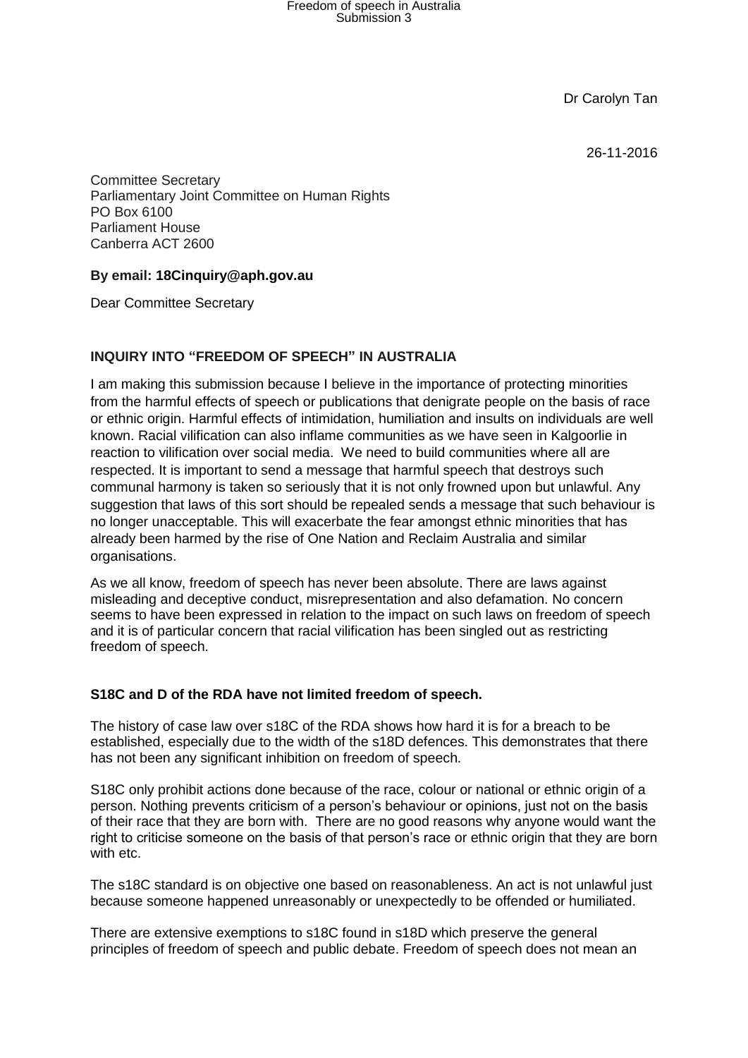Dr Carolyn Tan

26-11-2016

Committee Secretary
Parliamentary Joint Committee on Human Rights
PO Box 6100
Parliament House
Canberra ACT 2600

**By email: 18Cinquiry@aph.gov.au**

Dear Committee Secretary

**INQUIRY INTO "FREEDOM OF SPEECH" IN AUSTRALIA**

I am making this submission because I believe in the importance of protecting minorities from the harmful effects of speech or publications that denigrate people on the basis of race or ethnic origin. Harmful effects of intimidation, humiliation and insults on individuals are well known. Racial vilification can also inflame communities as we have seen in Kalgoorlie in reaction to vilification over social media. We need to build communities where all are respected. It is important to send a message that harmful speech that destroys such communal harmony is taken so seriously that it is not only frowned upon but unlawful. Any suggestion that laws of this sort should be repealed sends a message that such behaviour is no longer unacceptable. This will exacerbate the fear amongst ethnic minorities that has already been harmed by the rise of One Nation and Reclaim Australia and similar organisations.

As we all know, freedom of speech has never been absolute. There are laws against misleading and deceptive conduct, misrepresentation and also defamation. No concern seems to have been expressed in relation to the impact on such laws on freedom of speech and it is of particular concern that racial vilification has been singled out as restricting freedom of speech.

**S18C and D of the RDA have not limited freedom of speech.**

The history of case law over s18C of the RDA shows how hard it is for a breach to be established, especially due to the width of the s18D defences. This demonstrates that there has not been any significant inhibition on freedom of speech.

S18C only prohibit actions done because of the race, colour or national or ethnic origin of a person. Nothing prevents criticism of a person's behaviour or opinions, just not on the basis of their race that they are born with. There are no good reasons why anyone would want the right to criticise someone on the basis of that person's race or ethnic origin that they are born with etc.

The s18C standard is on objective one based on reasonableness. An act is not unlawful just because someone happened unreasonably or unexpectedly to be offended or humiliated.

There are extensive exemptions to s18C found in s18D which preserve the general principles of freedom of speech and public debate. Freedom of speech does not mean an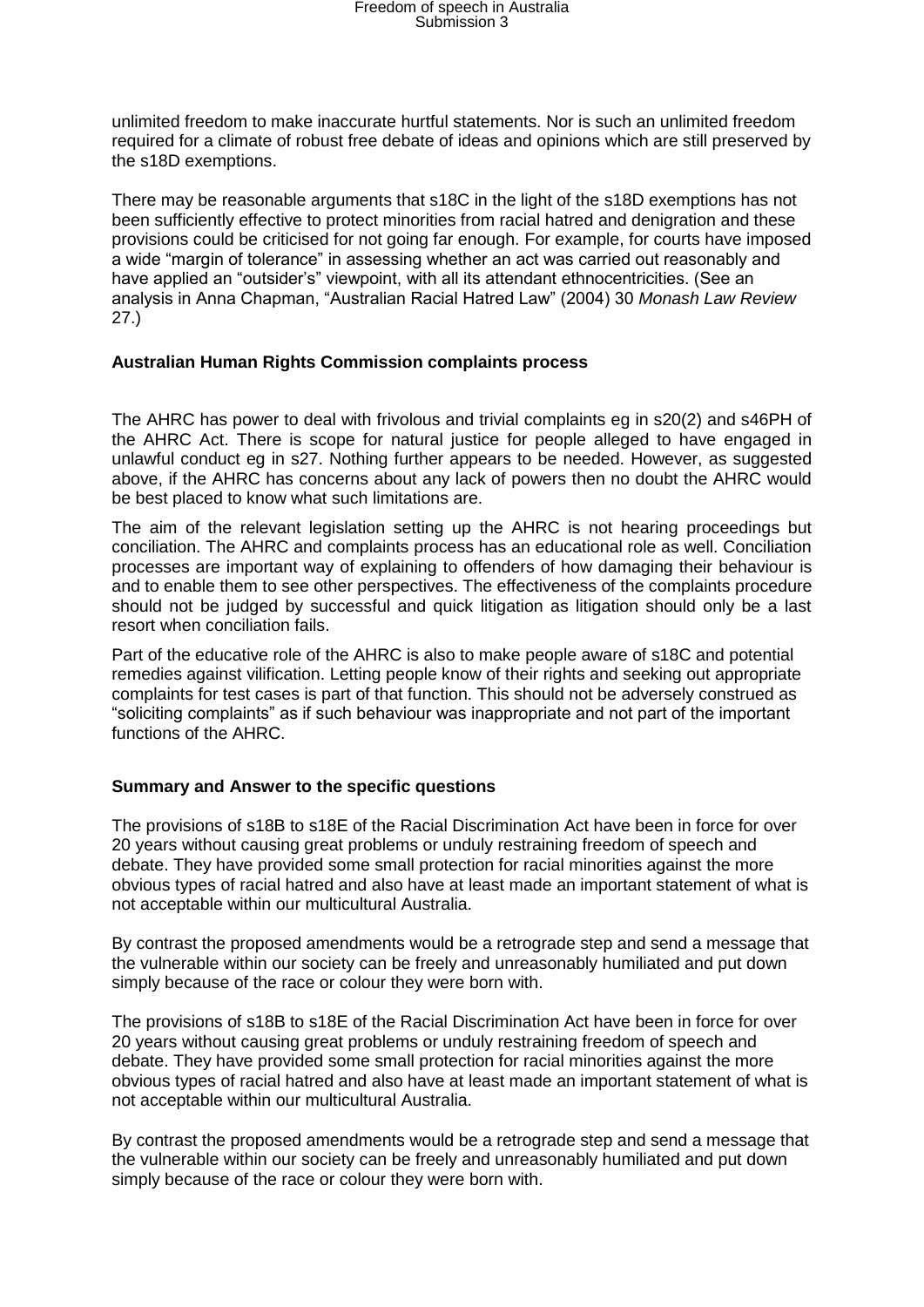unlimited freedom to make inaccurate hurtful statements. Nor is such an unlimited freedom required for a climate of robust free debate of ideas and opinions which are still preserved by the s18D exemptions.

There may be reasonable arguments that s18C in the light of the s18D exemptions has not been sufficiently effective to protect minorities from racial hatred and denigration and these provisions could be criticised for not going far enough. For example, for courts have imposed a wide "margin of tolerance" in assessing whether an act was carried out reasonably and have applied an "outsider's" viewpoint, with all its attendant ethnocentricities. (See an analysis in Anna Chapman, "Australian Racial Hatred Law" (2004) 30 *Monash Law Review* 27.)

**Australian Human Rights Commission complaints process**

The AHRC has power to deal with frivolous and trivial complaints eg in s20(2) and s46PH of the AHRC Act. There is scope for natural justice for people alleged to have engaged in unlawful conduct eg in s27. Nothing further appears to be needed. However, as suggested above, if the AHRC has concerns about any lack of powers then no doubt the AHRC would be best placed to know what such limitations are.

The aim of the relevant legislation setting up the AHRC is not hearing proceedings but conciliation. The AHRC and complaints process has an educational role as well. Conciliation processes are important way of explaining to offenders of how damaging their behaviour is and to enable them to see other perspectives. The effectiveness of the complaints procedure should not be judged by successful and quick litigation as litigation should only be a last resort when conciliation fails.

Part of the educative role of the AHRC is also to make people aware of s18C and potential remedies against vilification. Letting people know of their rights and seeking out appropriate complaints for test cases is part of that function. This should not be adversely construed as "soliciting complaints" as if such behaviour was inappropriate and not part of the important functions of the AHRC.

**Summary and Answer to the specific questions**

The provisions of s18B to s18E of the Racial Discrimination Act have been in force for over 20 years without causing great problems or unduly restraining freedom of speech and debate. They have provided some small protection for racial minorities against the more obvious types of racial hatred and also have at least made an important statement of what is not acceptable within our multicultural Australia.

By contrast the proposed amendments would be a retrograde step and send a message that the vulnerable within our society can be freely and unreasonably humiliated and put down simply because of the race or colour they were born with.

The provisions of s18B to s18E of the Racial Discrimination Act have been in force for over 20 years without causing great problems or unduly restraining freedom of speech and debate. They have provided some small protection for racial minorities against the more obvious types of racial hatred and also have at least made an important statement of what is not acceptable within our multicultural Australia.

By contrast the proposed amendments would be a retrograde step and send a message that the vulnerable within our society can be freely and unreasonably humiliated and put down simply because of the race or colour they were born with.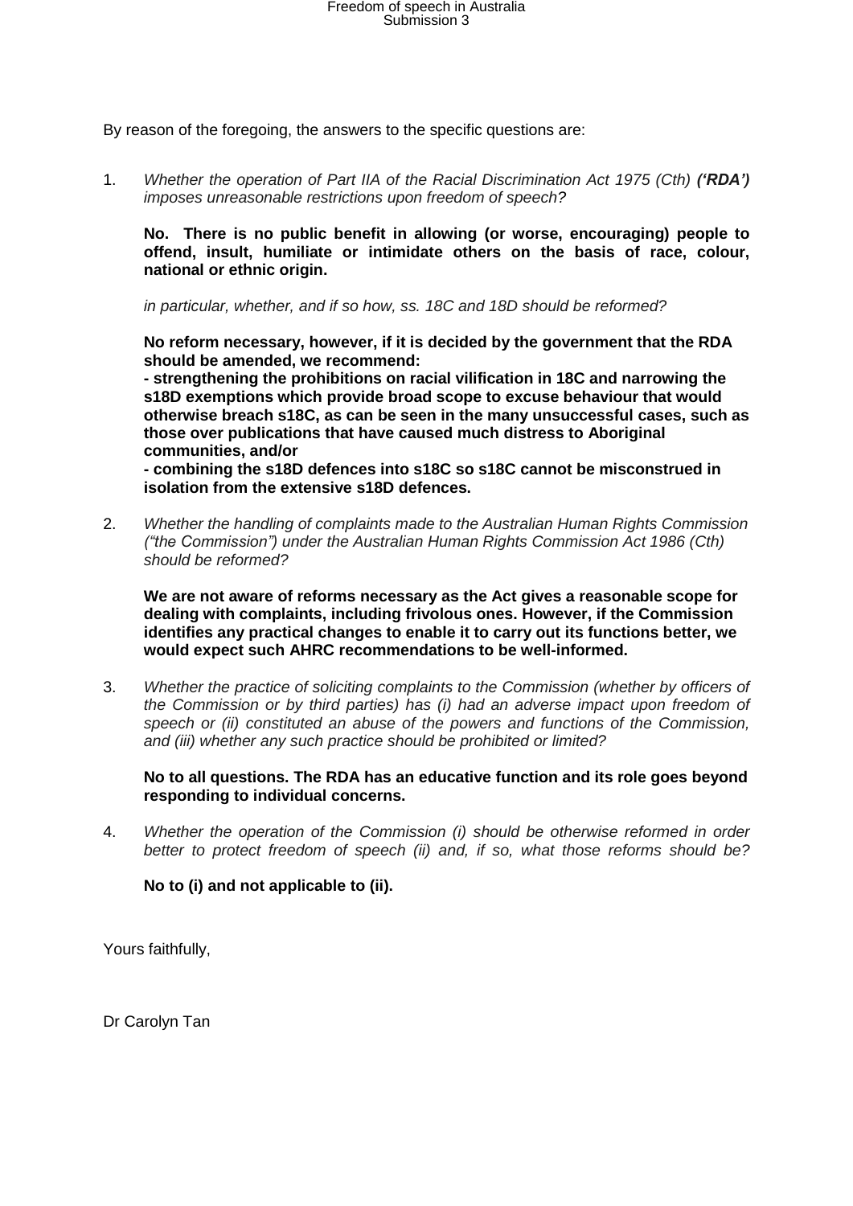By reason of the foregoing, the answers to the specific questions are:

1. *Whether the operation of Part IIA of the Racial Discrimination Act 1975 (Cth)* ***('RDA')*** *imposes unreasonable restrictions upon freedom of speech?*

   **No. There is no public benefit in allowing (or worse, encouraging) people to offend, insult, humiliate or intimidate others on the basis of race, colour, national or ethnic origin.**

   *in particular, whether, and if so how, ss. 18C and 18D should be reformed?*

   **No reform necessary, however, if it is decided by the government that the RDA should be amended, we recommend:**
   **- strengthening the prohibitions on racial vilification in 18C and narrowing the s18D exemptions which provide broad scope to excuse behaviour that would otherwise breach s18C, as can be seen in the many unsuccessful cases, such as those over publications that have caused much distress to Aboriginal communities, and/or**
   **- combining the s18D defences into s18C so s18C cannot be misconstrued in isolation from the extensive s18D defences.**

2. *Whether the handling of complaints made to the Australian Human Rights Commission ("the Commission") under the Australian Human Rights Commission Act 1986 (Cth) should be reformed?*

   **We are not aware of reforms necessary as the Act gives a reasonable scope for dealing with complaints, including frivolous ones. However, if the Commission identifies any practical changes to enable it to carry out its functions better, we would expect such AHRC recommendations to be well-informed.**

3. *Whether the practice of soliciting complaints to the Commission (whether by officers of the Commission or by third parties) has (i) had an adverse impact upon freedom of speech or (ii) constituted an abuse of the powers and functions of the Commission, and (iii) whether any such practice should be prohibited or limited?*

   **No to all questions. The RDA has an educative function and its role goes beyond responding to individual concerns.**

4. *Whether the operation of the Commission (i) should be otherwise reformed in order better to protect freedom of speech (ii) and, if so, what those reforms should be?*

   **No to (i) and not applicable to (ii).**

Yours faithfully,

Dr Carolyn Tan